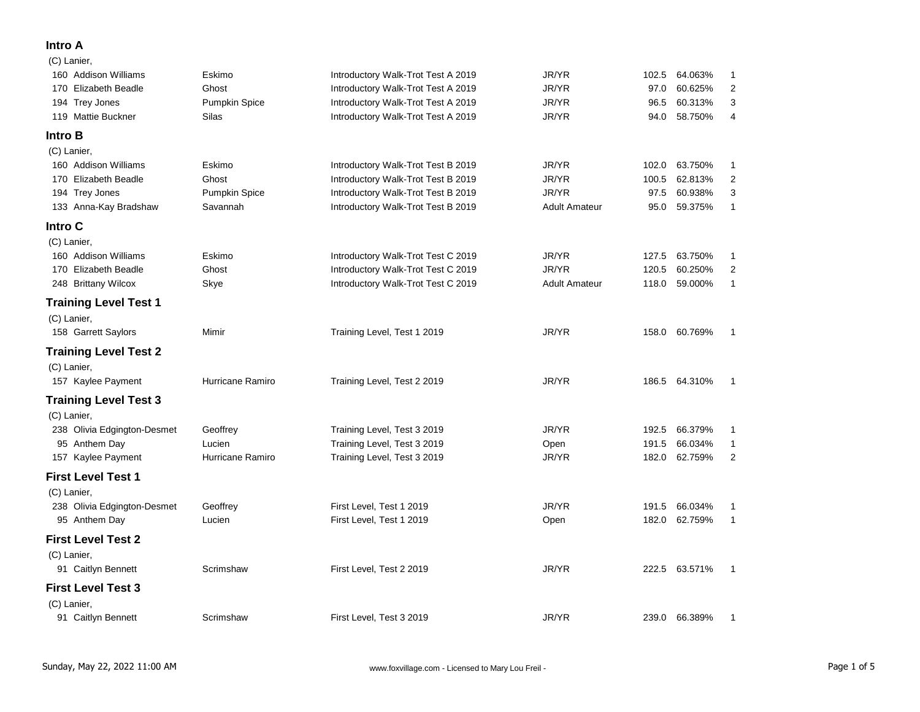## Intro A

(C) Lanier,

| No. | Rider | Horse | Test | Division | Score | Percent | Place |
|---|---|---|---|---|---|---|---|
| 160 | Addison Williams | Eskimo | Introductory Walk-Trot Test A 2019 | JR/YR | 102.5 | 64.063% | 1 |
| 170 | Elizabeth Beadle | Ghost | Introductory Walk-Trot Test A 2019 | JR/YR | 97.0 | 60.625% | 2 |
| 194 | Trey Jones | Pumpkin Spice | Introductory Walk-Trot Test A 2019 | JR/YR | 96.5 | 60.313% | 3 |
| 119 | Mattie Buckner | Silas | Introductory Walk-Trot Test A 2019 | JR/YR | 94.0 | 58.750% | 4 |

## Intro B

(C) Lanier,

| No. | Rider | Horse | Test | Division | Score | Percent | Place |
|---|---|---|---|---|---|---|---|
| 160 | Addison Williams | Eskimo | Introductory Walk-Trot Test B 2019 | JR/YR | 102.0 | 63.750% | 1 |
| 170 | Elizabeth Beadle | Ghost | Introductory Walk-Trot Test B 2019 | JR/YR | 100.5 | 62.813% | 2 |
| 194 | Trey Jones | Pumpkin Spice | Introductory Walk-Trot Test B 2019 | JR/YR | 97.5 | 60.938% | 3 |
| 133 | Anna-Kay Bradshaw | Savannah | Introductory Walk-Trot Test B 2019 | Adult Amateur | 95.0 | 59.375% | 1 |

## Intro C

(C) Lanier,

| No. | Rider | Horse | Test | Division | Score | Percent | Place |
|---|---|---|---|---|---|---|---|
| 160 | Addison Williams | Eskimo | Introductory Walk-Trot Test C 2019 | JR/YR | 127.5 | 63.750% | 1 |
| 170 | Elizabeth Beadle | Ghost | Introductory Walk-Trot Test C 2019 | JR/YR | 120.5 | 60.250% | 2 |
| 248 | Brittany Wilcox | Skye | Introductory Walk-Trot Test C 2019 | Adult Amateur | 118.0 | 59.000% | 1 |

## Training Level Test 1

(C) Lanier,

| No. | Rider | Horse | Test | Division | Score | Percent | Place |
|---|---|---|---|---|---|---|---|
| 158 | Garrett Saylors | Mimir | Training Level, Test 1 2019 | JR/YR | 158.0 | 60.769% | 1 |

## Training Level Test 2

(C) Lanier,

| No. | Rider | Horse | Test | Division | Score | Percent | Place |
|---|---|---|---|---|---|---|---|
| 157 | Kaylee Payment | Hurricane Ramiro | Training Level, Test 2 2019 | JR/YR | 186.5 | 64.310% | 1 |

## Training Level Test 3

(C) Lanier,

| No. | Rider | Horse | Test | Division | Score | Percent | Place |
|---|---|---|---|---|---|---|---|
| 238 | Olivia Edgington-Desmet | Geoffrey | Training Level, Test 3 2019 | JR/YR | 192.5 | 66.379% | 1 |
| 95 | Anthem Day | Lucien | Training Level, Test 3 2019 | Open | 191.5 | 66.034% | 1 |
| 157 | Kaylee Payment | Hurricane Ramiro | Training Level, Test 3 2019 | JR/YR | 182.0 | 62.759% | 2 |

## First Level Test 1

(C) Lanier,

| No. | Rider | Horse | Test | Division | Score | Percent | Place |
|---|---|---|---|---|---|---|---|
| 238 | Olivia Edgington-Desmet | Geoffrey | First Level, Test 1 2019 | JR/YR | 191.5 | 66.034% | 1 |
| 95 | Anthem Day | Lucien | First Level, Test 1 2019 | Open | 182.0 | 62.759% | 1 |

## First Level Test 2

(C) Lanier,

| No. | Rider | Horse | Test | Division | Score | Percent | Place |
|---|---|---|---|---|---|---|---|
| 91 | Caitlyn Bennett | Scrimshaw | First Level, Test 2 2019 | JR/YR | 222.5 | 63.571% | 1 |

## First Level Test 3

(C) Lanier,

| No. | Rider | Horse | Test | Division | Score | Percent | Place |
|---|---|---|---|---|---|---|---|
| 91 | Caitlyn Bennett | Scrimshaw | First Level, Test 3 2019 | JR/YR | 239.0 | 66.389% | 1 |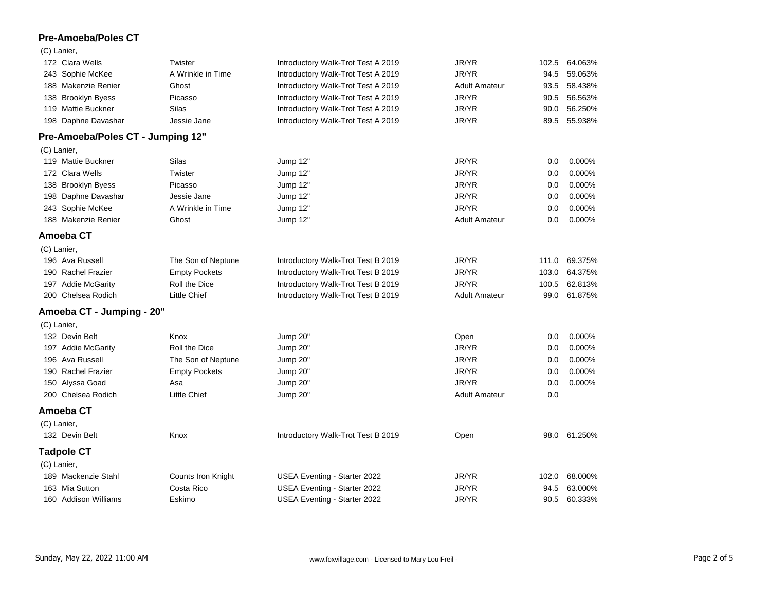## Pre-Amoeba/Poles CT

(C) Lanier,

| No. | Rider | Horse | Test | Division | Score | Percent |
|---|---|---|---|---|---|---|
| 172 | Clara Wells | Twister | Introductory Walk-Trot Test A 2019 | JR/YR | 102.5 | 64.063% |
| 243 | Sophie McKee | A Wrinkle in Time | Introductory Walk-Trot Test A 2019 | JR/YR | 94.5 | 59.063% |
| 188 | Makenzie Renier | Ghost | Introductory Walk-Trot Test A 2019 | Adult Amateur | 93.5 | 58.438% |
| 138 | Brooklyn Byess | Picasso | Introductory Walk-Trot Test A 2019 | JR/YR | 90.5 | 56.563% |
| 119 | Mattie Buckner | Silas | Introductory Walk-Trot Test A 2019 | JR/YR | 90.0 | 56.250% |
| 198 | Daphne Davashar | Jessie Jane | Introductory Walk-Trot Test A 2019 | JR/YR | 89.5 | 55.938% |

## Pre-Amoeba/Poles CT - Jumping 12"

(C) Lanier,

| No. | Rider | Horse | Test | Division | Score | Percent |
|---|---|---|---|---|---|---|
| 119 | Mattie Buckner | Silas | Jump 12" | JR/YR | 0.0 | 0.000% |
| 172 | Clara Wells | Twister | Jump 12" | JR/YR | 0.0 | 0.000% |
| 138 | Brooklyn Byess | Picasso | Jump 12" | JR/YR | 0.0 | 0.000% |
| 198 | Daphne Davashar | Jessie Jane | Jump 12" | JR/YR | 0.0 | 0.000% |
| 243 | Sophie McKee | A Wrinkle in Time | Jump 12" | JR/YR | 0.0 | 0.000% |
| 188 | Makenzie Renier | Ghost | Jump 12" | Adult Amateur | 0.0 | 0.000% |

## Amoeba CT

(C) Lanier,

| No. | Rider | Horse | Test | Division | Score | Percent |
|---|---|---|---|---|---|---|
| 196 | Ava Russell | The Son of Neptune | Introductory Walk-Trot Test B 2019 | JR/YR | 111.0 | 69.375% |
| 190 | Rachel Frazier | Empty Pockets | Introductory Walk-Trot Test B 2019 | JR/YR | 103.0 | 64.375% |
| 197 | Addie McGarity | Roll the Dice | Introductory Walk-Trot Test B 2019 | JR/YR | 100.5 | 62.813% |
| 200 | Chelsea Rodich | Little Chief | Introductory Walk-Trot Test B 2019 | Adult Amateur | 99.0 | 61.875% |

## Amoeba CT - Jumping - 20"

(C) Lanier,

| No. | Rider | Horse | Test | Division | Score | Percent |
|---|---|---|---|---|---|---|
| 132 | Devin Belt | Knox | Jump 20" | Open | 0.0 | 0.000% |
| 197 | Addie McGarity | Roll the Dice | Jump 20" | JR/YR | 0.0 | 0.000% |
| 196 | Ava Russell | The Son of Neptune | Jump 20" | JR/YR | 0.0 | 0.000% |
| 190 | Rachel Frazier | Empty Pockets | Jump 20" | JR/YR | 0.0 | 0.000% |
| 150 | Alyssa Goad | Asa | Jump 20" | JR/YR | 0.0 | 0.000% |
| 200 | Chelsea Rodich | Little Chief | Jump 20" | Adult Amateur | 0.0 | |

## Amoeba CT

(C) Lanier,

| No. | Rider | Horse | Test | Division | Score | Percent |
|---|---|---|---|---|---|---|
| 132 | Devin Belt | Knox | Introductory Walk-Trot Test B 2019 | Open | 98.0 | 61.250% |

## Tadpole CT

(C) Lanier,

| No. | Rider | Horse | Test | Division | Score | Percent |
|---|---|---|---|---|---|---|
| 189 | Mackenzie Stahl | Counts Iron Knight | USEA Eventing - Starter 2022 | JR/YR | 102.0 | 68.000% |
| 163 | Mia Sutton | Costa Rico | USEA Eventing - Starter 2022 | JR/YR | 94.5 | 63.000% |
| 160 | Addison Williams | Eskimo | USEA Eventing - Starter 2022 | JR/YR | 90.5 | 60.333% |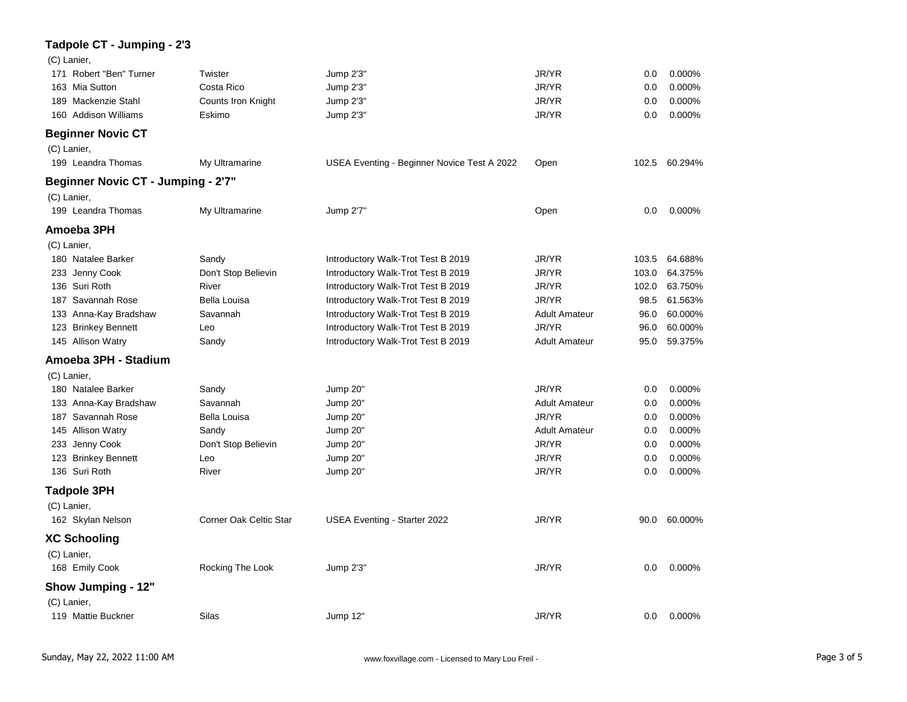## Tadpole CT - Jumping - 2'3

(C) Lanier,

| No. | Rider | Horse | Test | Division | Score | Percent |
|---|---|---|---|---|---|---|
| 171 | Robert "Ben" Turner | Twister | Jump 2'3" | JR/YR | 0.0 | 0.000% |
| 163 | Mia Sutton | Costa Rico | Jump 2'3" | JR/YR | 0.0 | 0.000% |
| 189 | Mackenzie Stahl | Counts Iron Knight | Jump 2'3" | JR/YR | 0.0 | 0.000% |
| 160 | Addison Williams | Eskimo | Jump 2'3" | JR/YR | 0.0 | 0.000% |

## Beginner Novic CT

(C) Lanier,

| No. | Rider | Horse | Test | Division | Score | Percent |
|---|---|---|---|---|---|---|
| 199 | Leandra Thomas | My Ultramarine | USEA Eventing - Beginner Novice Test A 2022 | Open | 102.5 | 60.294% |

## Beginner Novic CT - Jumping - 2'7"

(C) Lanier,

| No. | Rider | Horse | Test | Division | Score | Percent |
|---|---|---|---|---|---|---|
| 199 | Leandra Thomas | My Ultramarine | Jump 2'7" | Open | 0.0 | 0.000% |

## Amoeba 3PH

(C) Lanier,

| No. | Rider | Horse | Test | Division | Score | Percent |
|---|---|---|---|---|---|---|
| 180 | Natalee Barker | Sandy | Introductory Walk-Trot Test B 2019 | JR/YR | 103.5 | 64.688% |
| 233 | Jenny Cook | Don't Stop Believin | Introductory Walk-Trot Test B 2019 | JR/YR | 103.0 | 64.375% |
| 136 | Suri Roth | River | Introductory Walk-Trot Test B 2019 | JR/YR | 102.0 | 63.750% |
| 187 | Savannah Rose | Bella Louisa | Introductory Walk-Trot Test B 2019 | JR/YR | 98.5 | 61.563% |
| 133 | Anna-Kay Bradshaw | Savannah | Introductory Walk-Trot Test B 2019 | Adult Amateur | 96.0 | 60.000% |
| 123 | Brinkey Bennett | Leo | Introductory Walk-Trot Test B 2019 | JR/YR | 96.0 | 60.000% |
| 145 | Allison Watry | Sandy | Introductory Walk-Trot Test B 2019 | Adult Amateur | 95.0 | 59.375% |

## Amoeba 3PH - Stadium

(C) Lanier,

| No. | Rider | Horse | Test | Division | Score | Percent |
|---|---|---|---|---|---|---|
| 180 | Natalee Barker | Sandy | Jump 20" | JR/YR | 0.0 | 0.000% |
| 133 | Anna-Kay Bradshaw | Savannah | Jump 20" | Adult Amateur | 0.0 | 0.000% |
| 187 | Savannah Rose | Bella Louisa | Jump 20" | JR/YR | 0.0 | 0.000% |
| 145 | Allison Watry | Sandy | Jump 20" | Adult Amateur | 0.0 | 0.000% |
| 233 | Jenny Cook | Don't Stop Believin | Jump 20" | JR/YR | 0.0 | 0.000% |
| 123 | Brinkey Bennett | Leo | Jump 20" | JR/YR | 0.0 | 0.000% |
| 136 | Suri Roth | River | Jump 20" | JR/YR | 0.0 | 0.000% |

## Tadpole 3PH

(C) Lanier,

| No. | Rider | Horse | Test | Division | Score | Percent |
|---|---|---|---|---|---|---|
| 162 | Skylan Nelson | Corner Oak Celtic Star | USEA Eventing - Starter 2022 | JR/YR | 90.0 | 60.000% |

## XC Schooling

(C) Lanier,

| No. | Rider | Horse | Test | Division | Score | Percent |
|---|---|---|---|---|---|---|
| 168 | Emily Cook | Rocking The Look | Jump 2'3" | JR/YR | 0.0 | 0.000% |

## Show Jumping - 12"

(C) Lanier,

| No. | Rider | Horse | Test | Division | Score | Percent |
|---|---|---|---|---|---|---|
| 119 | Mattie Buckner | Silas | Jump 12" | JR/YR | 0.0 | 0.000% |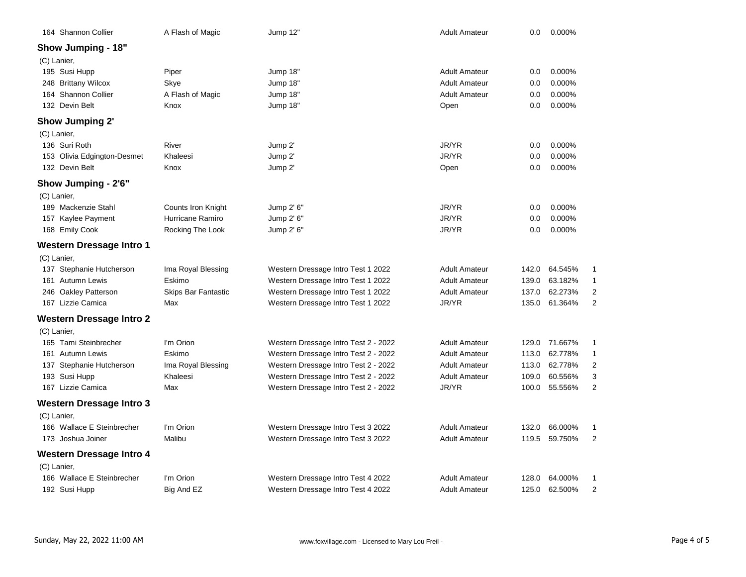164 Shannon Collier | A Flash of Magic | Jump 12" | Adult Amateur | 0.0 | 0.000%

## Show Jumping - 18"

(C) Lanier,

| No. | Rider | Horse | Test | Division | Score | Percent | Place |
|---|---|---|---|---|---|---|---|
| 195 | Susi Hupp | Piper | Jump 18" | Adult Amateur | 0.0 | 0.000% | |
| 248 | Brittany Wilcox | Skye | Jump 18" | Adult Amateur | 0.0 | 0.000% | |
| 164 | Shannon Collier | A Flash of Magic | Jump 18" | Adult Amateur | 0.0 | 0.000% | |
| 132 | Devin Belt | Knox | Jump 18" | Open | 0.0 | 0.000% | |

## Show Jumping 2'

(C) Lanier,

| No. | Rider | Horse | Test | Division | Score | Percent | Place |
|---|---|---|---|---|---|---|---|
| 136 | Suri Roth | River | Jump 2' | JR/YR | 0.0 | 0.000% | |
| 153 | Olivia Edgington-Desmet | Khaleesi | Jump 2' | JR/YR | 0.0 | 0.000% | |
| 132 | Devin Belt | Knox | Jump 2' | Open | 0.0 | 0.000% | |

## Show Jumping - 2'6"

(C) Lanier,

| No. | Rider | Horse | Test | Division | Score | Percent | Place |
|---|---|---|---|---|---|---|---|
| 189 | Mackenzie Stahl | Counts Iron Knight | Jump 2' 6" | JR/YR | 0.0 | 0.000% | |
| 157 | Kaylee Payment | Hurricane Ramiro | Jump 2' 6" | JR/YR | 0.0 | 0.000% | |
| 168 | Emily Cook | Rocking The Look | Jump 2' 6" | JR/YR | 0.0 | 0.000% | |

## Western Dressage Intro 1

(C) Lanier,

| No. | Rider | Horse | Test | Division | Score | Percent | Place |
|---|---|---|---|---|---|---|---|
| 137 | Stephanie Hutcherson | Ima Royal Blessing | Western Dressage Intro Test 1 2022 | Adult Amateur | 142.0 | 64.545% | 1 |
| 161 | Autumn Lewis | Eskimo | Western Dressage Intro Test 1 2022 | Adult Amateur | 139.0 | 63.182% | 1 |
| 246 | Oakley Patterson | Skips Bar Fantastic | Western Dressage Intro Test 1 2022 | Adult Amateur | 137.0 | 62.273% | 2 |
| 167 | Lizzie Camica | Max | Western Dressage Intro Test 1 2022 | JR/YR | 135.0 | 61.364% | 2 |

## Western Dressage Intro 2

(C) Lanier,

| No. | Rider | Horse | Test | Division | Score | Percent | Place |
|---|---|---|---|---|---|---|---|
| 165 | Tami Steinbrecher | I'm Orion | Western Dressage Intro Test 2 - 2022 | Adult Amateur | 129.0 | 71.667% | 1 |
| 161 | Autumn Lewis | Eskimo | Western Dressage Intro Test 2 - 2022 | Adult Amateur | 113.0 | 62.778% | 1 |
| 137 | Stephanie Hutcherson | Ima Royal Blessing | Western Dressage Intro Test 2 - 2022 | Adult Amateur | 113.0 | 62.778% | 2 |
| 193 | Susi Hupp | Khaleesi | Western Dressage Intro Test 2 - 2022 | Adult Amateur | 109.0 | 60.556% | 3 |
| 167 | Lizzie Camica | Max | Western Dressage Intro Test 2 - 2022 | JR/YR | 100.0 | 55.556% | 2 |

## Western Dressage Intro 3

(C) Lanier,

| No. | Rider | Horse | Test | Division | Score | Percent | Place |
|---|---|---|---|---|---|---|---|
| 166 | Wallace E Steinbrecher | I'm Orion | Western Dressage Intro Test 3 2022 | Adult Amateur | 132.0 | 66.000% | 1 |
| 173 | Joshua Joiner | Malibu | Western Dressage Intro Test 3 2022 | Adult Amateur | 119.5 | 59.750% | 2 |

## Western Dressage Intro 4

(C) Lanier,

| No. | Rider | Horse | Test | Division | Score | Percent | Place |
|---|---|---|---|---|---|---|---|
| 166 | Wallace E Steinbrecher | I'm Orion | Western Dressage Intro Test 4 2022 | Adult Amateur | 128.0 | 64.000% | 1 |
| 192 | Susi Hupp | Big And EZ | Western Dressage Intro Test 4 2022 | Adult Amateur | 125.0 | 62.500% | 2 |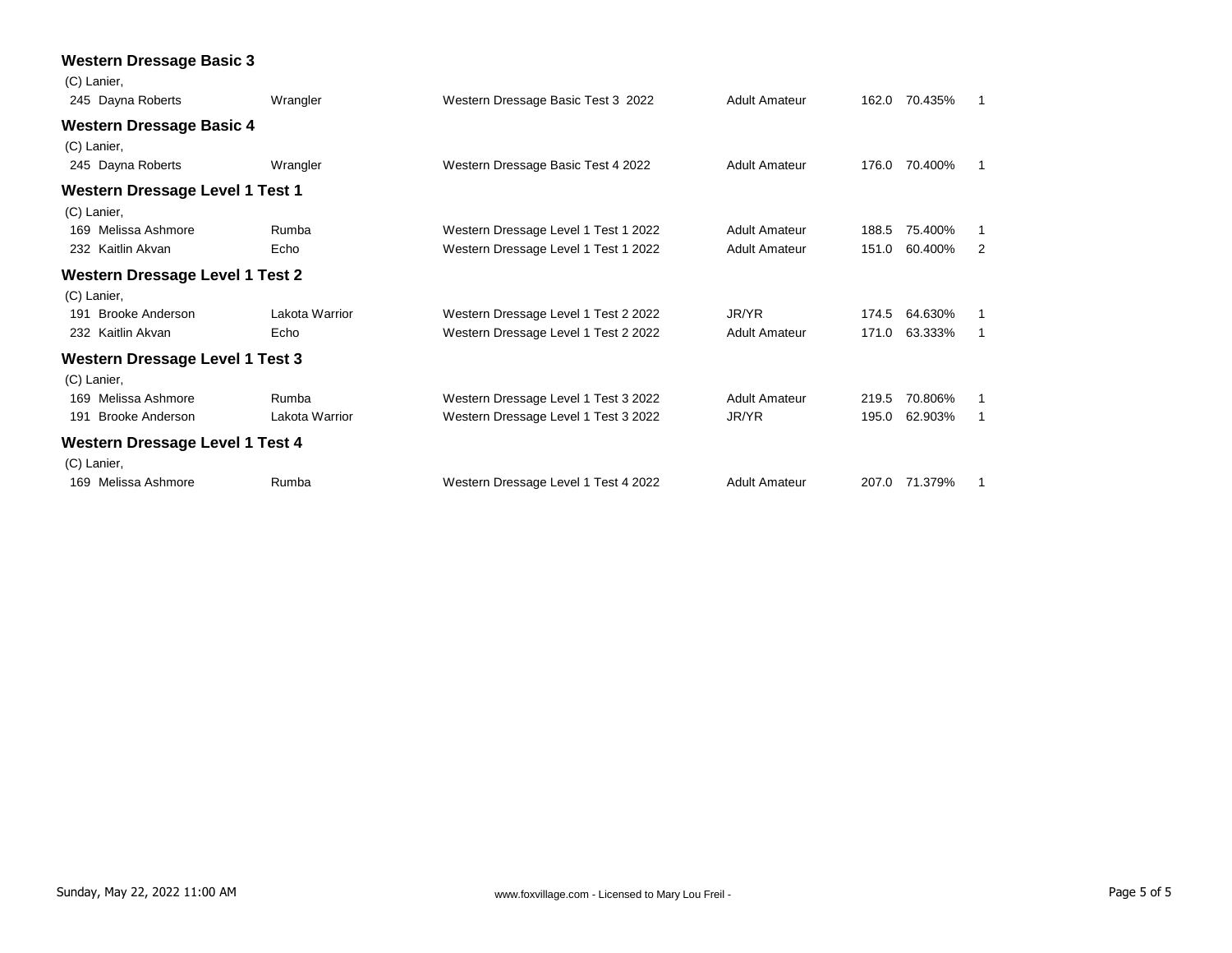### Western Dressage Basic 3

(C) Lanier,

| | | | | | | |
|---|---|---|---|---|---|---|
| 245 Dayna Roberts | Wrangler | Western Dressage Basic Test 3 2022 | Adult Amateur | 162.0 | 70.435% | 1 |

### Western Dressage Basic 4

(C) Lanier,

| | | | | | | |
|---|---|---|---|---|---|---|
| 245 Dayna Roberts | Wrangler | Western Dressage Basic Test 4 2022 | Adult Amateur | 176.0 | 70.400% | 1 |

### Western Dressage Level 1 Test 1

(C) Lanier,

| | | | | | | |
|---|---|---|---|---|---|---|
| 169 Melissa Ashmore | Rumba | Western Dressage Level 1 Test 1 2022 | Adult Amateur | 188.5 | 75.400% | 1 |
| 232 Kaitlin Akvan | Echo | Western Dressage Level 1 Test 1 2022 | Adult Amateur | 151.0 | 60.400% | 2 |

### Western Dressage Level 1 Test 2

(C) Lanier,

| | | | | | | |
|---|---|---|---|---|---|---|
| 191 Brooke Anderson | Lakota Warrior | Western Dressage Level 1 Test 2 2022 | JR/YR | 174.5 | 64.630% | 1 |
| 232 Kaitlin Akvan | Echo | Western Dressage Level 1 Test 2 2022 | Adult Amateur | 171.0 | 63.333% | 1 |

### Western Dressage Level 1 Test 3

(C) Lanier,

| | | | | | | |
|---|---|---|---|---|---|---|
| 169 Melissa Ashmore | Rumba | Western Dressage Level 1 Test 3 2022 | Adult Amateur | 219.5 | 70.806% | 1 |
| 191 Brooke Anderson | Lakota Warrior | Western Dressage Level 1 Test 3 2022 | JR/YR | 195.0 | 62.903% | 1 |

### Western Dressage Level 1 Test 4

(C) Lanier,

| | | | | | | |
|---|---|---|---|---|---|---|
| 169 Melissa Ashmore | Rumba | Western Dressage Level 1 Test 4 2022 | Adult Amateur | 207.0 | 71.379% | 1 |